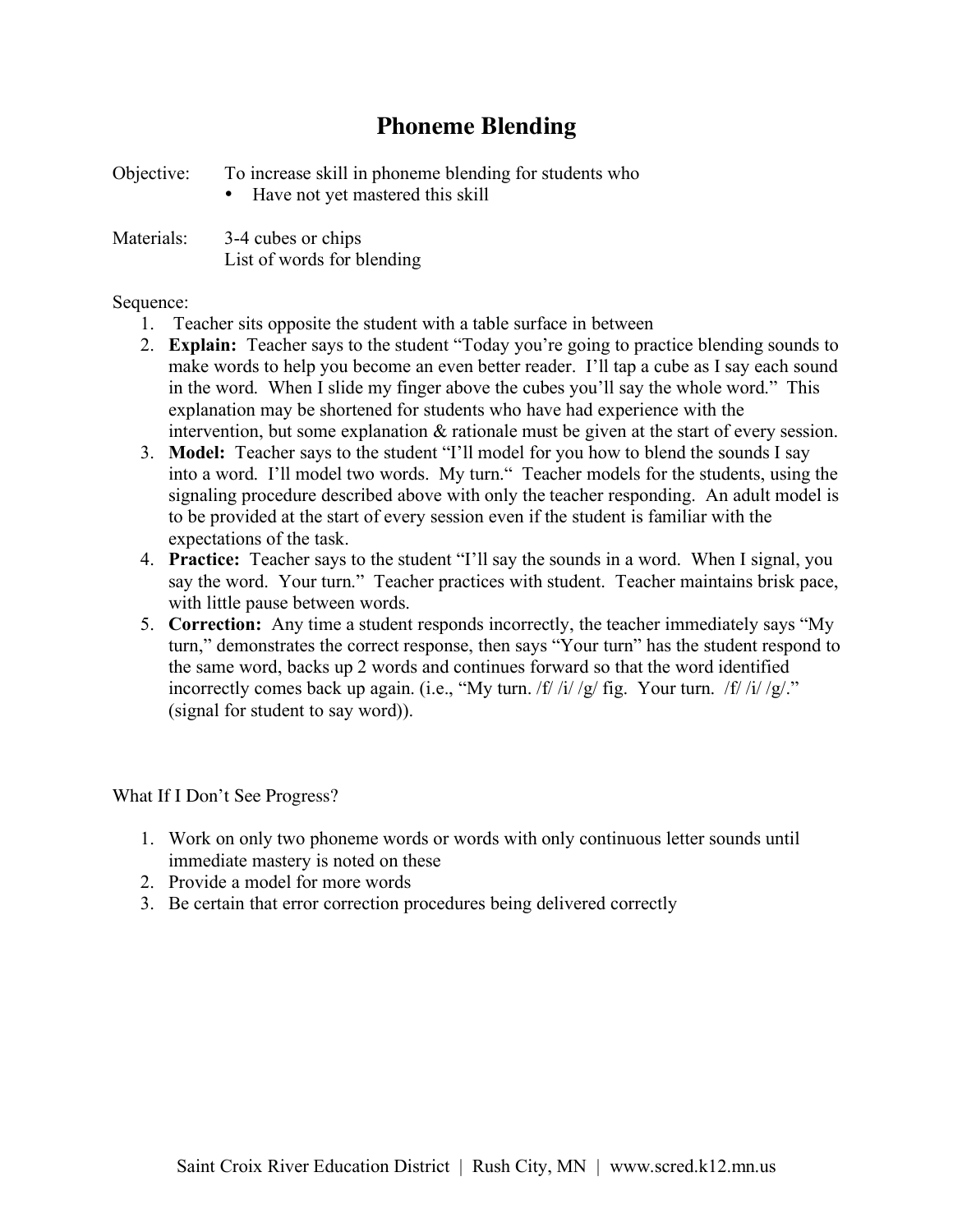# Phoneme Blending

Objective: To increase skill in phoneme blending for students who

- Have not yet mastered this skill

Materials: 3-4 cubes or chips
List of words for blending

Sequence:

1. Teacher sits opposite the student with a table surface in between
2. **Explain:** Teacher says to the student "Today you're going to practice blending sounds to make words to help you become an even better reader. I'll tap a cube as I say each sound in the word. When I slide my finger above the cubes you'll say the whole word." This explanation may be shortened for students who have had experience with the intervention, but some explanation & rationale must be given at the start of every session.
3. **Model:** Teacher says to the student "I'll model for you how to blend the sounds I say into a word. I'll model two words. My turn." Teacher models for the students, using the signaling procedure described above with only the teacher responding. An adult model is to be provided at the start of every session even if the student is familiar with the expectations of the task.
4. **Practice:** Teacher says to the student "I'll say the sounds in a word. When I signal, you say the word. Your turn." Teacher practices with student. Teacher maintains brisk pace, with little pause between words.
5. **Correction:** Any time a student responds incorrectly, the teacher immediately says "My turn," demonstrates the correct response, then says "Your turn" has the student respond to the same word, backs up 2 words and continues forward so that the word identified incorrectly comes back up again. (i.e., "My turn. /f/ /i/ /g/ fig. Your turn. /f/ /i/ /g/." (signal for student to say word)).

What If I Don't See Progress?

1. Work on only two phoneme words or words with only continuous letter sounds until immediate mastery is noted on these
2. Provide a model for more words
3. Be certain that error correction procedures being delivered correctly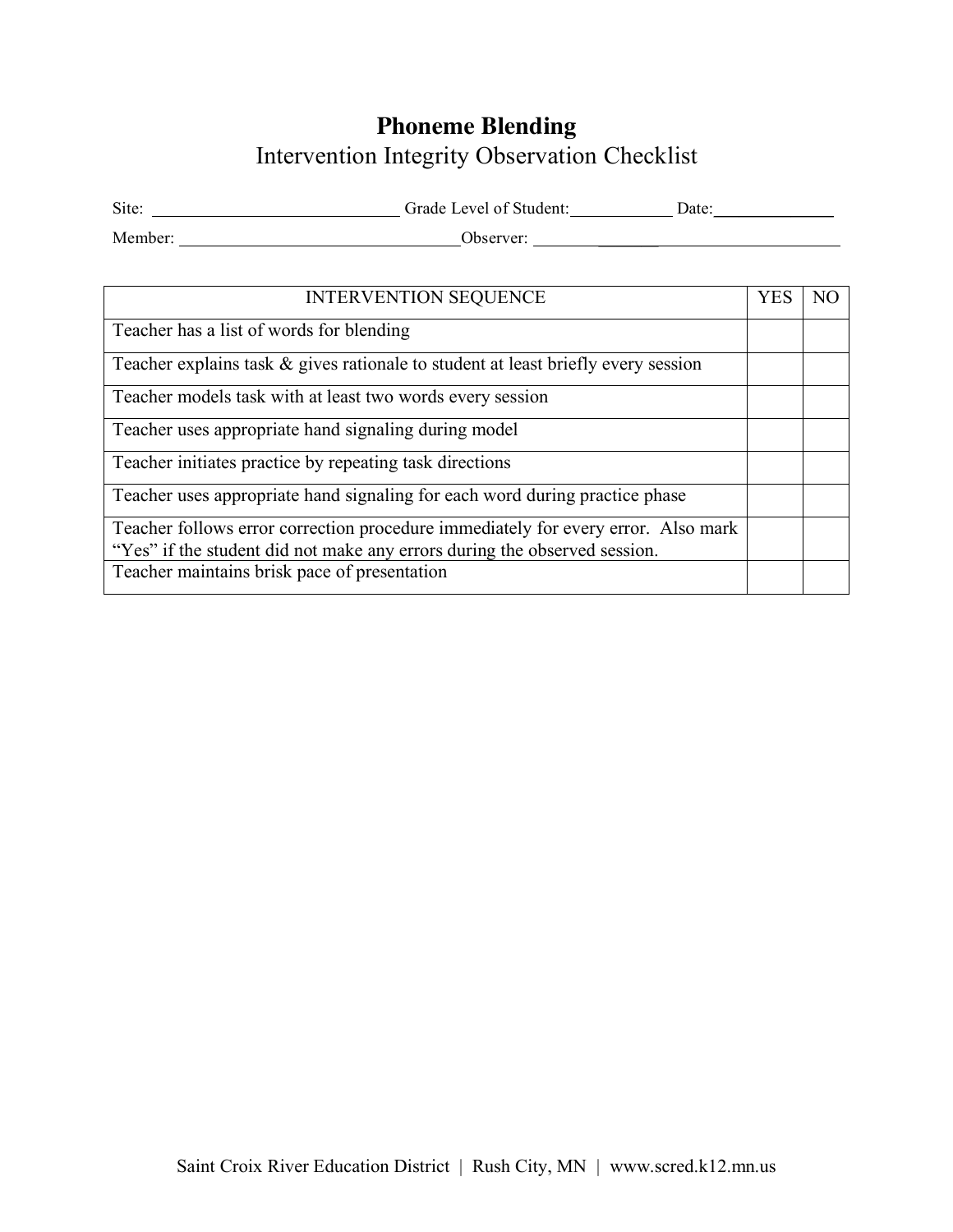# **Phoneme Blending**

## Intervention Integrity Observation Checklist

Site: ______________________ Grade Level of Student: __________ Date: ____________

Member: __________________________ Observer: ______________________________

| INTERVENTION SEQUENCE | YES | NO |
|---|---|---|
| Teacher has a list of words for blending | | |
| Teacher explains task & gives rationale to student at least briefly every session | | |
| Teacher models task with at least two words every session | | |
| Teacher uses appropriate hand signaling during model | | |
| Teacher initiates practice by repeating task directions | | |
| Teacher uses appropriate hand signaling for each word during practice phase | | |
| Teacher follows error correction procedure immediately for every error. Also mark “Yes” if the student did not make any errors during the observed session. | | |
| Teacher maintains brisk pace of presentation | | |

Saint Croix River Education District | Rush City, MN | www.scred.k12.mn.us